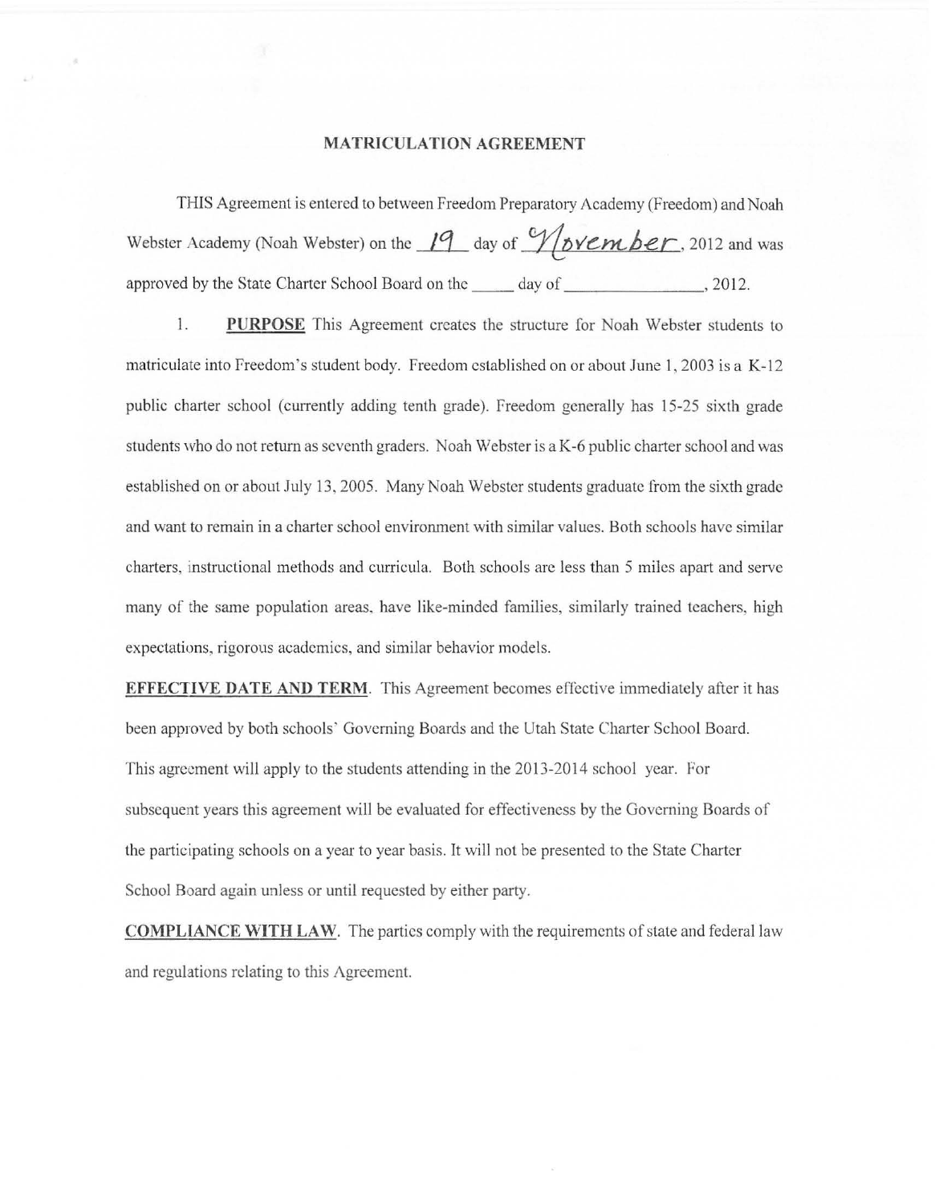# MATRICULATION AGREEMENT

THIS Agreement is entered to between Freedom Preparatory Academy (Freedom) and Noah Webster Academy (Noah Webster) on the 19 day of November, 2012 and was approved by the State Charter School Board on the _____ day of _______________, 2012.

1. **PURPOSE** This Agreement creates the structure for Noah Webster students to matriculate into Freedom's student body. Freedom established on or about June 1, 2003 is a K-12 public charter school (currently adding tenth grade). Freedom generally has 15-25 sixth grade students who do not return as seventh graders. Noah Webster is a K-6 public charter school and was established on or about July 13, 2005. Many Noah Webster students graduate from the sixth grade and want to remain in a charter school environment with similar values. Both schools have similar charters, instructional methods and curricula. Both schools are less than 5 miles apart and serve many of the same population areas, have like-minded families, similarly trained teachers, high expectations, rigorous academics, and similar behavior models.

**EFFECTIVE DATE AND TERM**. This Agreement becomes effective immediately after it has been approved by both schools' Governing Boards and the Utah State Charter School Board. This agreement will apply to the students attending in the 2013-2014 school year. For subsequent years this agreement will be evaluated for effectiveness by the Governing Boards of the participating schools on a year to year basis. It will not be presented to the State Charter School Board again unless or until requested by either party.

**COMPLIANCE WITH LAW**. The parties comply with the requirements of state and federal law and regulations relating to this Agreement.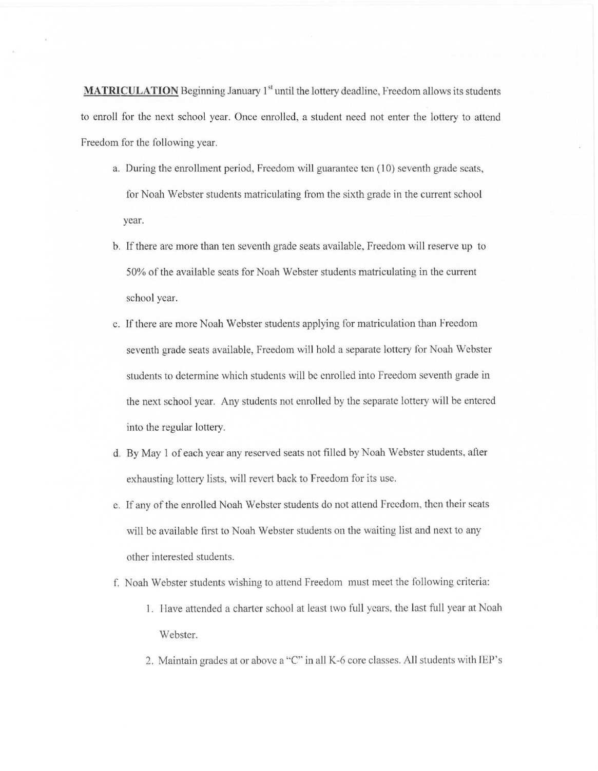**MATRICULATION** Beginning January 1st until the lottery deadline, Freedom allows its students to enroll for the next school year. Once enrolled, a student need not enter the lottery to attend Freedom for the following year.

a. During the enrollment period, Freedom will guarantee ten (10) seventh grade seats, for Noah Webster students matriculating from the sixth grade in the current school year.

b. If there are more than ten seventh grade seats available, Freedom will reserve up to 50% of the available seats for Noah Webster students matriculating in the current school year.

c. If there are more Noah Webster students applying for matriculation than Freedom seventh grade seats available, Freedom will hold a separate lottery for Noah Webster students to determine which students will be enrolled into Freedom seventh grade in the next school year. Any students not enrolled by the separate lottery will be entered into the regular lottery.

d. By May 1 of each year any reserved seats not filled by Noah Webster students, after exhausting lottery lists, will revert back to Freedom for its use.

e. If any of the enrolled Noah Webster students do not attend Freedom, then their seats will be available first to Noah Webster students on the waiting list and next to any other interested students.

f. Noah Webster students wishing to attend Freedom must meet the following criteria:

   1. Have attended a charter school at least two full years, the last full year at Noah Webster.

   2. Maintain grades at or above a "C" in all K-6 core classes. All students with IEP's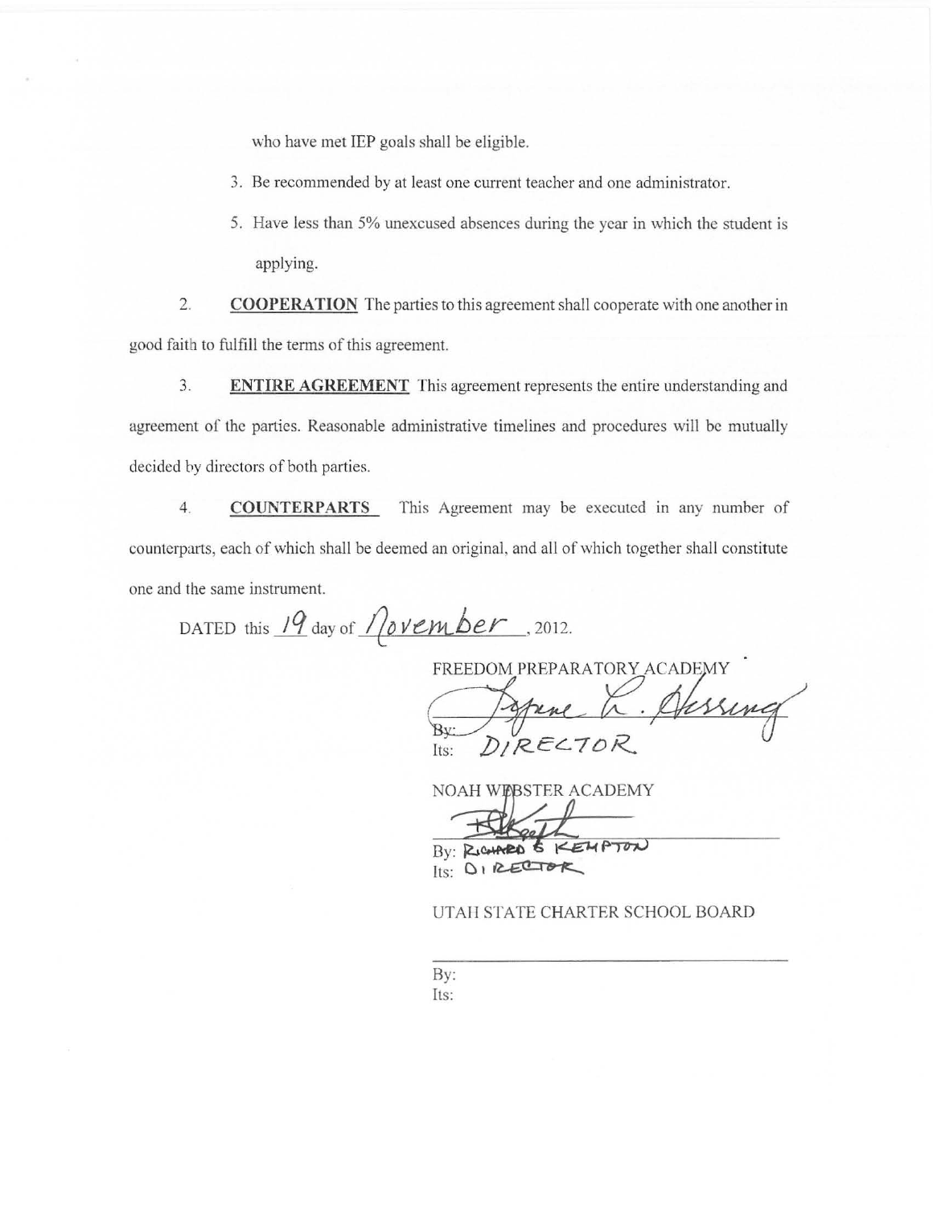who have met IEP goals shall be eligible.

3. Be recommended by at least one current teacher and one administrator.

5. Have less than 5% unexcused absences during the year in which the student is applying.

2. **COOPERATION** The parties to this agreement shall cooperate with one another in good faith to fulfill the terms of this agreement.

3. **ENTIRE AGREEMENT** This agreement represents the entire understanding and agreement of the parties. Reasonable administrative timelines and procedures will be mutually decided by directors of both parties.

4. **COUNTERPARTS** This Agreement may be executed in any number of counterparts, each of which shall be deemed an original, and all of which together shall constitute one and the same instrument.

DATED this 19 day of November, 2012.

FREEDOM PREPARATORY ACADEMY

By: Jayne L. Hessing
Its: DIRECTOR

NOAH WEBSTER ACADEMY

By: RICHARD S KEMPTON
Its: DIRECTOR

UTAH STATE CHARTER SCHOOL BOARD

By:
Its: